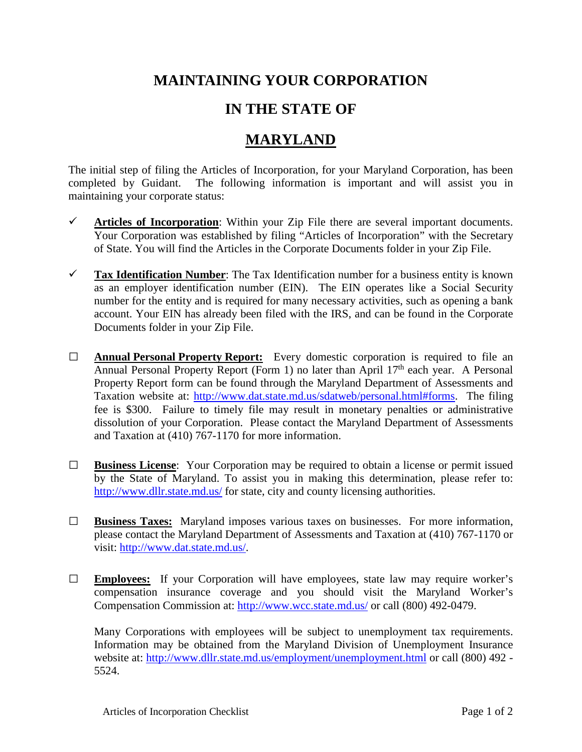# MAINTAINING YOUR CORPORATION

# IN THE STATE OF

# MARYLAND

The initial step of filing the Articles of Incorporation, for your Maryland Corporation, has been completed by Guidant. The following information is important and will assist you in maintaining your corporate status:

- ✓ **Articles of Incorporation**: Within your Zip File there are several important documents. Your Corporation was established by filing "Articles of Incorporation" with the Secretary of State. You will find the Articles in the Corporate Documents folder in your Zip File.

- ✓ **Tax Identification Number**: The Tax Identification number for a business entity is known as an employer identification number (EIN). The EIN operates like a Social Security number for the entity and is required for many necessary activities, such as opening a bank account. Your EIN has already been filed with the IRS, and can be found in the Corporate Documents folder in your Zip File.

- ☐ **Annual Personal Property Report:** Every domestic corporation is required to file an Annual Personal Property Report (Form 1) no later than April 17th each year. A Personal Property Report form can be found through the Maryland Department of Assessments and Taxation website at: http://www.dat.state.md.us/sdatweb/personal.html#forms. The filing fee is $300. Failure to timely file may result in monetary penalties or administrative dissolution of your Corporation. Please contact the Maryland Department of Assessments and Taxation at (410) 767-1170 for more information.

- ☐ **Business License**: Your Corporation may be required to obtain a license or permit issued by the State of Maryland. To assist you in making this determination, please refer to: http://www.dllr.state.md.us/ for state, city and county licensing authorities.

- ☐ **Business Taxes:** Maryland imposes various taxes on businesses. For more information, please contact the Maryland Department of Assessments and Taxation at (410) 767-1170 or visit: http://www.dat.state.md.us/.

- ☐ **Employees:** If your Corporation will have employees, state law may require worker's compensation insurance coverage and you should visit the Maryland Worker's Compensation Commission at: http://www.wcc.state.md.us/ or call (800) 492-0479.

  Many Corporations with employees will be subject to unemployment tax requirements. Information may be obtained from the Maryland Division of Unemployment Insurance website at: http://www.dllr.state.md.us/employment/unemployment.html or call (800) 492 - 5524.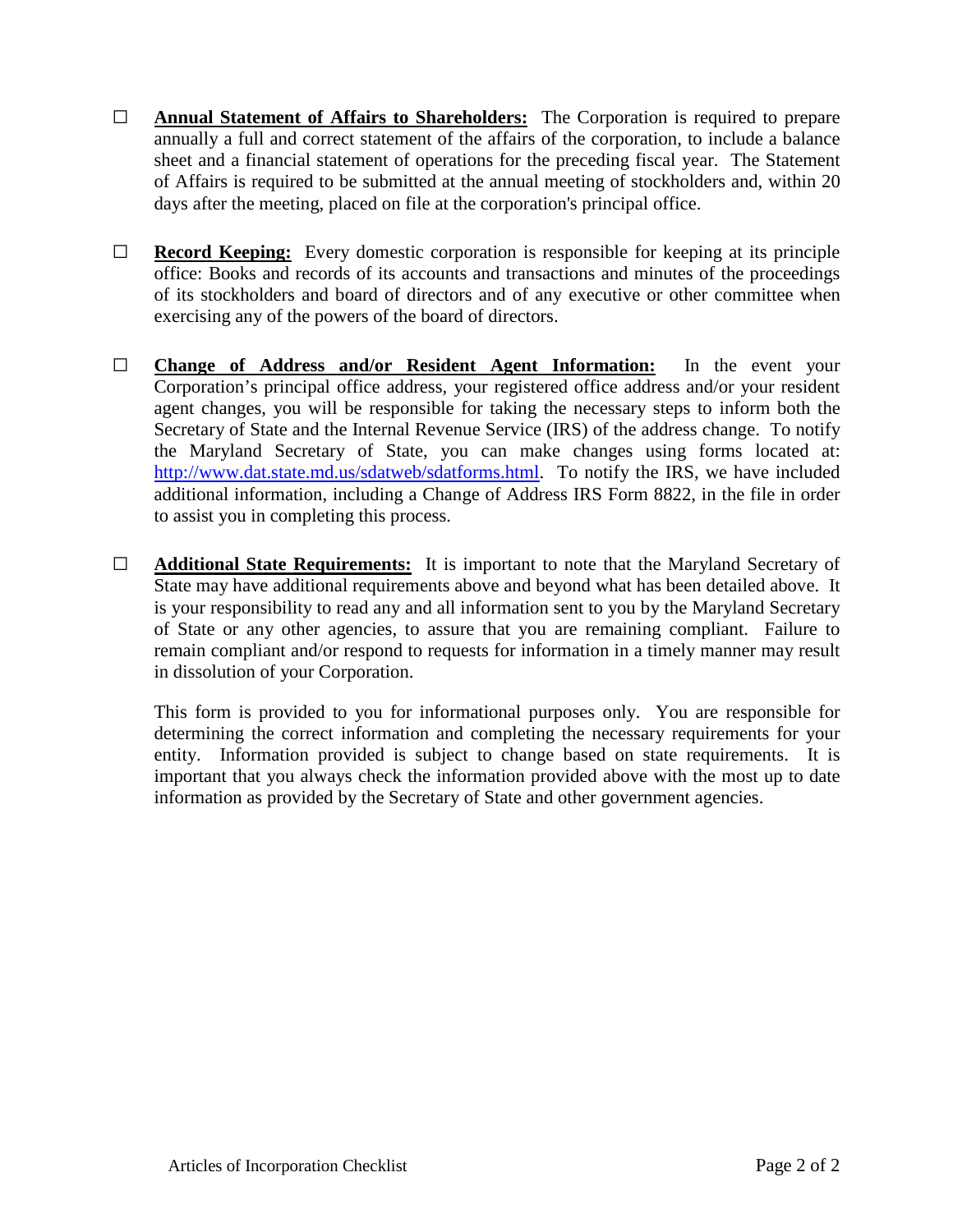☐ **Annual Statement of Affairs to Shareholders:** The Corporation is required to prepare annually a full and correct statement of the affairs of the corporation, to include a balance sheet and a financial statement of operations for the preceding fiscal year. The Statement of Affairs is required to be submitted at the annual meeting of stockholders and, within 20 days after the meeting, placed on file at the corporation's principal office.

☐ **Record Keeping:** Every domestic corporation is responsible for keeping at its principle office: Books and records of its accounts and transactions and minutes of the proceedings of its stockholders and board of directors and of any executive or other committee when exercising any of the powers of the board of directors.

☐ **Change of Address and/or Resident Agent Information:** In the event your Corporation's principal office address, your registered office address and/or your resident agent changes, you will be responsible for taking the necessary steps to inform both the Secretary of State and the Internal Revenue Service (IRS) of the address change. To notify the Maryland Secretary of State, you can make changes using forms located at: http://www.dat.state.md.us/sdatweb/sdatforms.html. To notify the IRS, we have included additional information, including a Change of Address IRS Form 8822, in the file in order to assist you in completing this process.

☐ **Additional State Requirements:** It is important to note that the Maryland Secretary of State may have additional requirements above and beyond what has been detailed above. It is your responsibility to read any and all information sent to you by the Maryland Secretary of State or any other agencies, to assure that you are remaining compliant. Failure to remain compliant and/or respond to requests for information in a timely manner may result in dissolution of your Corporation.

This form is provided to you for informational purposes only. You are responsible for determining the correct information and completing the necessary requirements for your entity. Information provided is subject to change based on state requirements. It is important that you always check the information provided above with the most up to date information as provided by the Secretary of State and other government agencies.